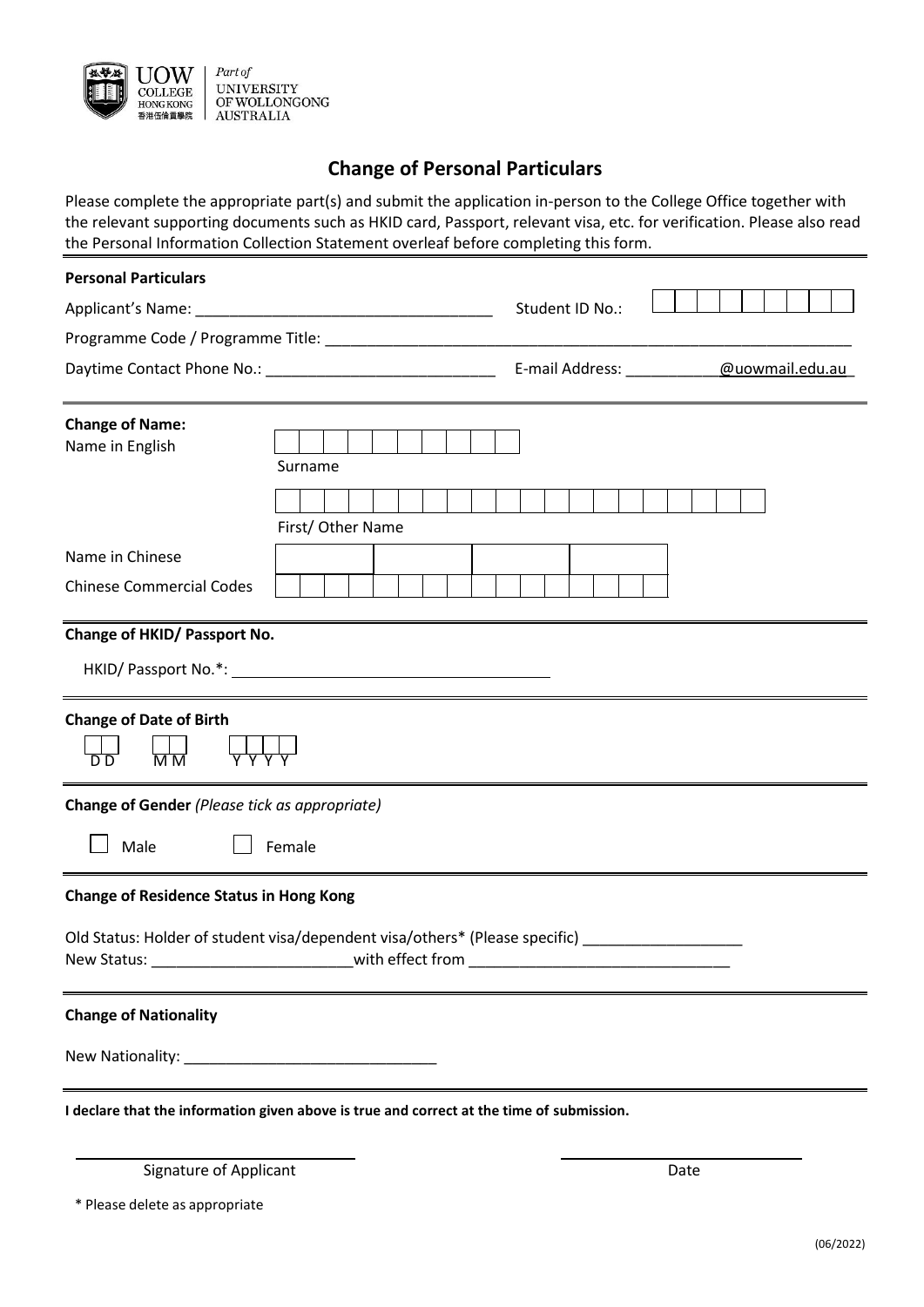UOW COLLEGE HONG KONG 香港伍倫貢學院 | *Part of* UNIVERSITY OF WOLLONGONG AUSTRALIA

# Change of Personal Particulars

Please complete the appropriate part(s) and submit the application in-person to the College Office together with the relevant supporting documents such as HKID card, Passport, relevant visa, etc. for verification. Please also read the Personal Information Collection Statement overleaf before completing this form.

**Personal Particulars**

Applicant's Name: ___________________________________ Student ID No.: ☐☐☐☐☐☐☐☐☐

Programme Code / Programme Title: ________________________________________________________________

Daytime Contact Phone No.: ___________________________ E-mail Address: ___________@uowmail.edu.au

**Change of Name:**

Name in English

☐☐☐☐☐☐☐☐☐☐

Surname

☐☐☐☐☐☐☐☐☐☐☐☐☐☐☐☐☐☐☐☐

First/ Other Name

Name in Chinese ☐☐☐☐

Chinese Commercial Codes ☐☐☐☐☐☐☐☐☐☐☐☐☐☐☐☐

**Change of HKID/ Passport No.**

HKID/ Passport No.*: ______________________________________

**Change of Date of Birth**

☐☐ ☐☐ ☐☐☐☐

D D M M Y Y Y Y

**Change of Gender** *(Please tick as appropriate)*

☐ Male ☐ Female

**Change of Residence Status in Hong Kong**

Old Status: Holder of student visa/dependent visa/others* (Please specific) ___________________

New Status: ________________________with effect from _______________________________

**Change of Nationality**

New Nationality: ______________________________

**I declare that the information given above is true and correct at the time of submission.**

______________________________ ______________________________

Signature of Applicant Date

\* Please delete as appropriate

(06/2022)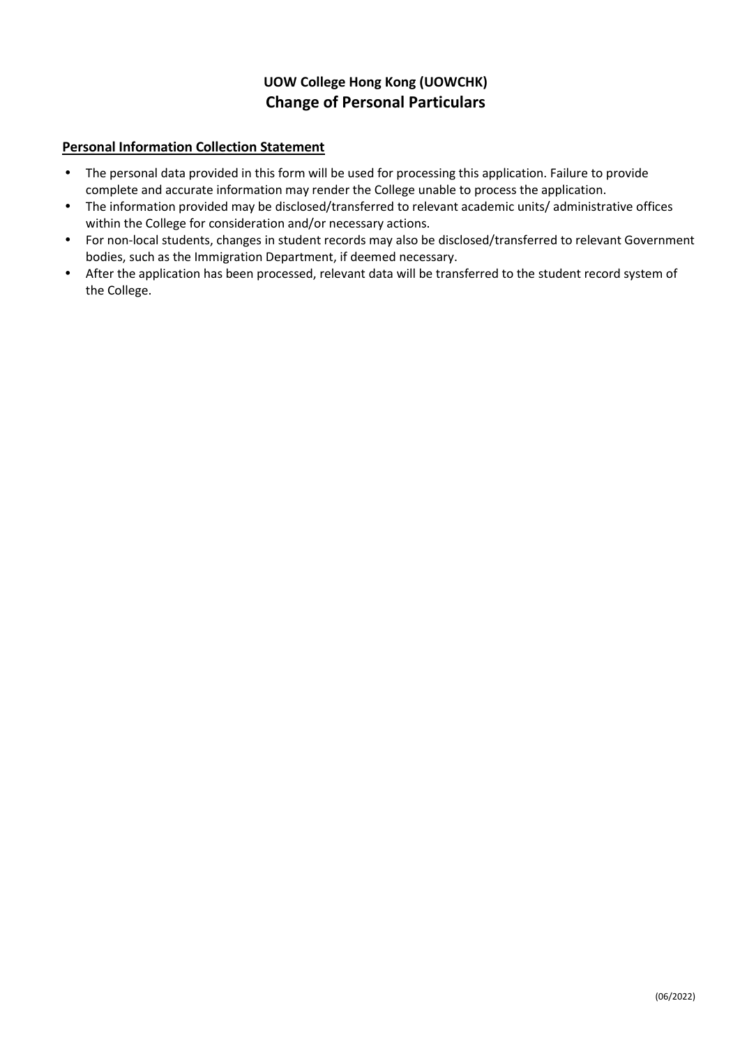# UOW College Hong Kong (UOWCHK)
## Change of Personal Particulars

### Personal Information Collection Statement

- The personal data provided in this form will be used for processing this application. Failure to provide complete and accurate information may render the College unable to process the application.
- The information provided may be disclosed/transferred to relevant academic units/ administrative offices within the College for consideration and/or necessary actions.
- For non-local students, changes in student records may also be disclosed/transferred to relevant Government bodies, such as the Immigration Department, if deemed necessary.
- After the application has been processed, relevant data will be transferred to the student record system of the College.

(06/2022)